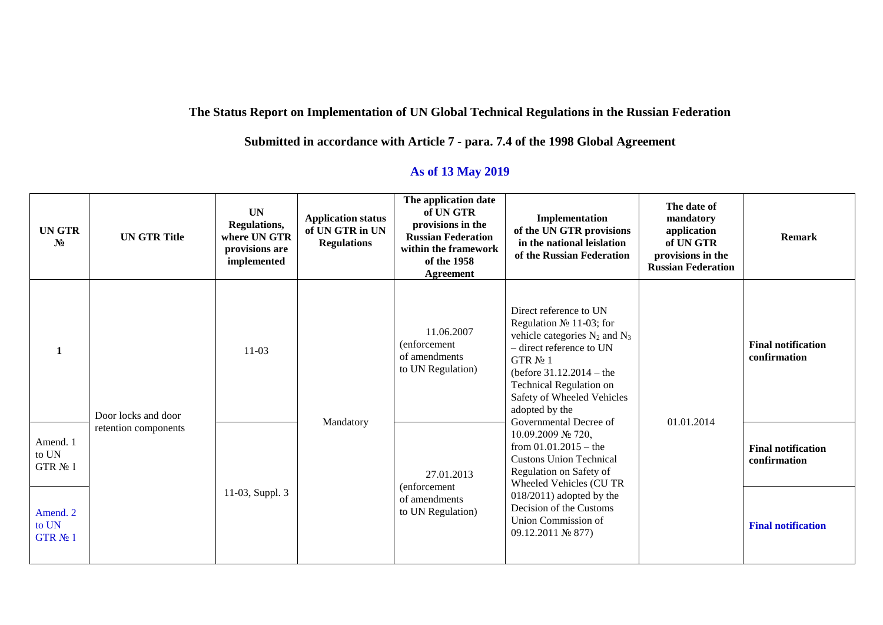**The Status Report on Implementation of UN Global Technical Regulations in the Russian Federation**

**Submitted in accordance with Article 7 - para. 7.4 of the 1998 Global Agreement**

**As of 13 May 2019**

| UN GTR № | UN GTR Title | UN Regulations, where UN GTR provisions are implemented | Application status of UN GTR in UN Regulations | The application date of UN GTR provisions in the Russian Federation within the framework of the 1958 Agreement | Implementation of the UN GTR provisions in the national leislation of the Russian Federation | The date of mandatory application of UN GTR provisions in the Russian Federation | Remark |
|---|---|---|---|---|---|---|---|
| 1 | Door locks and door retention components | 11-03 | Mandatory | 11.06.2007 (enforcement of amendments to UN Regulation) | Direct reference to UN Regulation № 11-03; for vehicle categories $N_2$ and $N_3$ – direct reference to UN GTR № 1 (before 31.12.2014 – the Technical Regulation on Safety of Wheeled Vehicles adopted by the Governmental Decree of 10.09.2009 № 720, from 01.01.2015 – the Custons Union Technical Regulation on Safety of Wheeled Vehicles (CU TR 018/2011) adopted by the Decision of the Customs Union Commission of 09.12.2011 № 877) | 01.01.2014 | **Final notification confirmation** |
| Amend. 1 to UN GTR № 1 | | 11-03, Suppl. 3 | | 27.01.2013 (enforcement of amendments to UN Regulation) | | | **Final notification confirmation** |
| Amend. 2 to UN GTR № 1 | | | | | | | **Final notification** |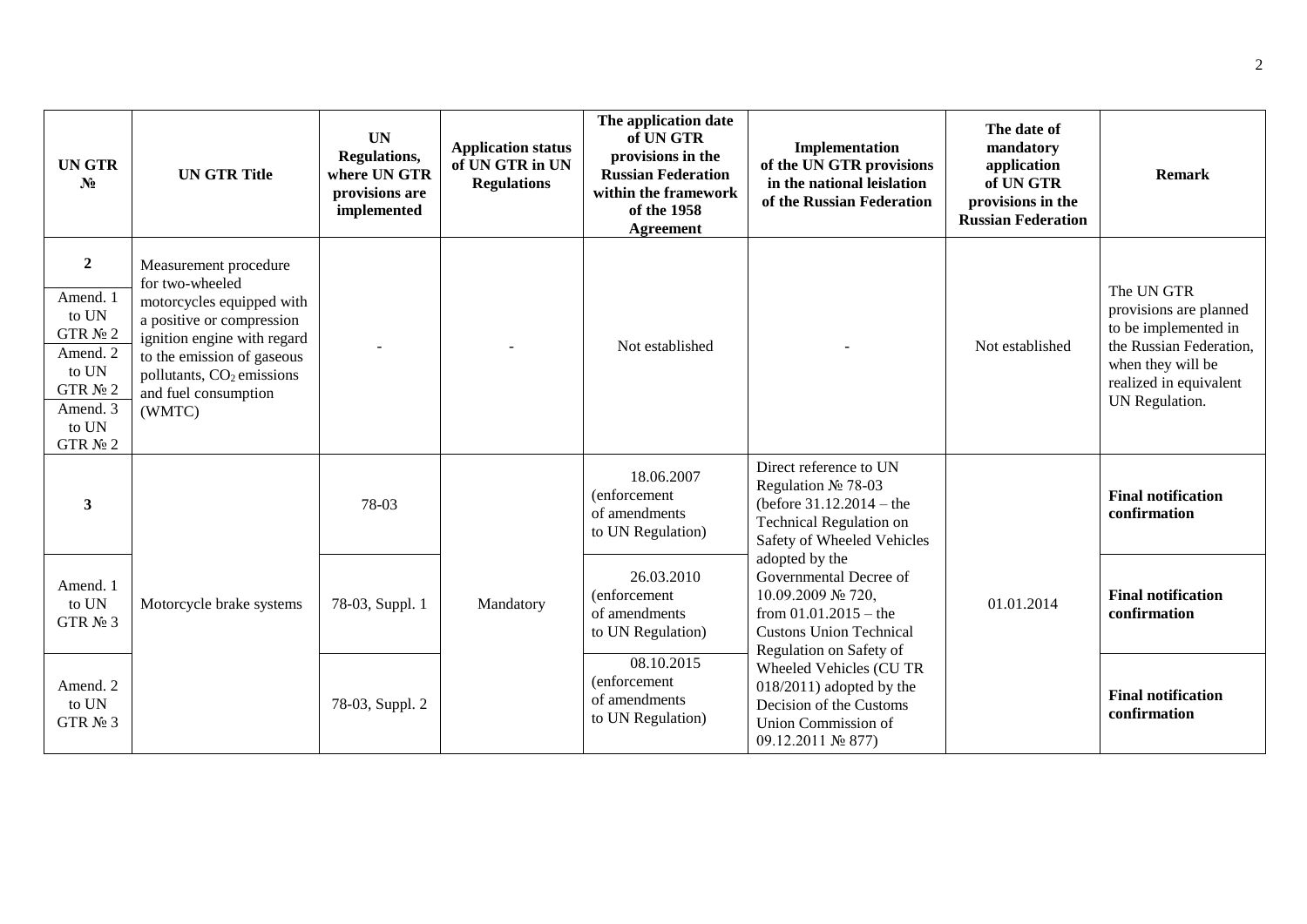| UN GTR № | UN GTR Title | UN Regulations, where UN GTR provisions are implemented | Application status of UN GTR in UN Regulations | The application date of UN GTR provisions in the Russian Federation within the framework of the 1958 Agreement | Implementation of the UN GTR provisions in the national leislation of the Russian Federation | The date of mandatory application of UN GTR provisions in the Russian Federation | Remark |
|---|---|---|---|---|---|---|---|
| **2**<br>Amend. 1 to UN GTR № 2<br>Amend. 2 to UN GTR № 2<br>Amend. 3 to UN GTR № 2 | Measurement procedure for two-wheeled motorcycles equipped with a positive or compression ignition engine with regard to the emission of gaseous pollutants, $CO_2$ emissions and fuel consumption (WMTC) | - | - | Not established | - | Not established | The UN GTR provisions are planned to be implemented in the Russian Federation, when they will be realized in equivalent UN Regulation. |
| **3** | Motorcycle brake systems | 78-03 | Mandatory | 18.06.2007 (enforcement of amendments to UN Regulation) | Direct reference to UN Regulation № 78-03 (before 31.12.2014 – the Technical Regulation on Safety of Wheeled Vehicles adopted by the Governmental Decree of 10.09.2009 № 720, from 01.01.2015 – the Custons Union Technical Regulation on Safety of Wheeled Vehicles (CU TR 018/2011) adopted by the Decision of the Customs Union Commission of 09.12.2011 № 877) | 01.01.2014 | **Final notification confirmation** |
| Amend. 1 to UN GTR № 3 | | 78-03, Suppl. 1 | | 26.03.2010 (enforcement of amendments to UN Regulation) | | | **Final notification confirmation** |
| Amend. 2 to UN GTR № 3 | | 78-03, Suppl. 2 | | 08.10.2015 (enforcement of amendments to UN Regulation) | | | **Final notification confirmation** |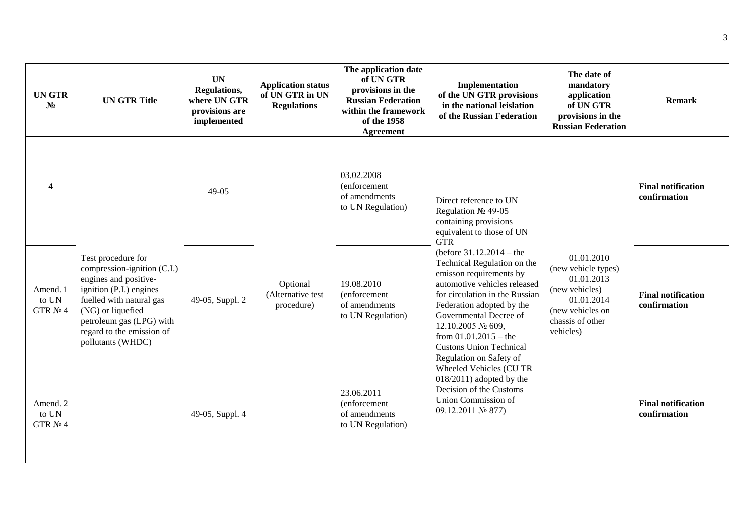| UN GTR № | UN GTR Title | UN Regulations, where UN GTR provisions are implemented | Application status of UN GTR in UN Regulations | The application date of UN GTR provisions in the Russian Federation within the framework of the 1958 Agreement | Implementation of the UN GTR provisions in the national leislation of the Russian Federation | The date of mandatory application of UN GTR provisions in the Russian Federation | Remark |
|---|---|---|---|---|---|---|---|
| **4** | Test procedure for compression-ignition (C.I.) engines and positive-ignition (P.I.) engines fuelled with natural gas (NG) or liquefied petroleum gas (LPG) with regard to the emission of pollutants (WHDC) | 49-05 | Optional (Alternative test procedure) | 03.02.2008 (enforcement of amendments to UN Regulation) | Direct reference to UN Regulation № 49-05 containing provisions equivalent to those of UN GTR (before 31.12.2014 – the Technical Regulation on the emisson requirements by automotive vehicles released for circulation in the Russian Federation adopted by the Governmental Decree of 12.10.2005 № 609, from 01.01.2015 – the Custons Union Technical Regulation on Safety of Wheeled Vehicles (CU TR 018/2011) adopted by the Decision of the Customs Union Commission of 09.12.2011 № 877) | 01.01.2010 (new vehicle types) 01.01.2013 (new vehicles) 01.01.2014 (new vehicles on chassis of other vehicles) | **Final notification confirmation** |
| Amend. 1 to UN GTR № 4 | | 49-05, Suppl. 2 | | 19.08.2010 (enforcement of amendments to UN Regulation) | | | **Final notification confirmation** |
| Amend. 2 to UN GTR № 4 | | 49-05, Suppl. 4 | | 23.06.2011 (enforcement of amendments to UN Regulation) | | | **Final notification confirmation** |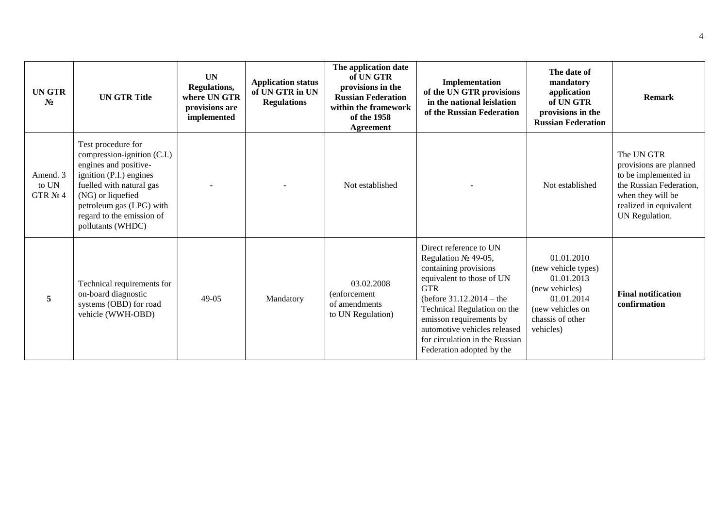| UN GTR № | UN GTR Title | UN Regulations, where UN GTR provisions are implemented | Application status of UN GTR in UN Regulations | The application date of UN GTR provisions in the Russian Federation within the framework of the 1958 Agreement | Implementation of the UN GTR provisions in the national leislation of the Russian Federation | The date of mandatory application of UN GTR provisions in the Russian Federation | Remark |
|---|---|---|---|---|---|---|---|
| Amend. 3 to UN GTR № 4 | Test procedure for compression-ignition (C.I.) engines and positive-ignition (P.I.) engines fuelled with natural gas (NG) or liquefied petroleum gas (LPG) with regard to the emission of pollutants (WHDC) | - | - | Not established | - | Not established | The UN GTR provisions are planned to be implemented in the Russian Federation, when they will be realized in equivalent UN Regulation. |
| **5** | Technical requirements for on-board diagnostic systems (OBD) for road vehicle (WWH-OBD) | 49-05 | Mandatory | 03.02.2008 (enforcement of amendments to UN Regulation) | Direct reference to UN Regulation № 49-05, containing provisions equivalent to those of UN GTR (before 31.12.2014 – the Technical Regulation on the emisson requirements by automotive vehicles released for circulation in the Russian Federation adopted by the | 01.01.2010 (new vehicle types) 01.01.2013 (new vehicles) 01.01.2014 (new vehicles on chassis of other vehicles) | **Final notification confirmation** |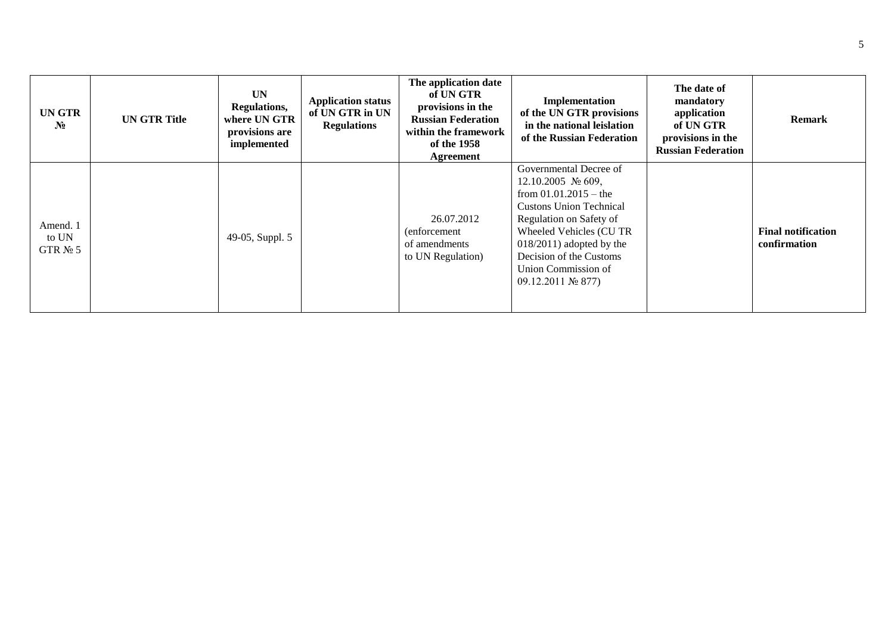| UN GTR № | UN GTR Title | UN Regulations, where UN GTR provisions are implemented | Application status of UN GTR in UN Regulations | The application date of UN GTR provisions in the Russian Federation within the framework of the 1958 Agreement | Implementation of the UN GTR provisions in the national leislation of the Russian Federation | The date of mandatory application of UN GTR provisions in the Russian Federation | Remark |
|---|---|---|---|---|---|---|---|
| Amend. 1 to UN GTR № 5 | | 49-05, Suppl. 5 | | 26.07.2012 (enforcement of amendments to UN Regulation) | Governmental Decree of 12.10.2005 № 609, from 01.01.2015 – the Custons Union Technical Regulation on Safety of Wheeled Vehicles (CU TR 018/2011) adopted by the Decision of the Customs Union Commission of 09.12.2011 № 877) | | **Final notification confirmation** |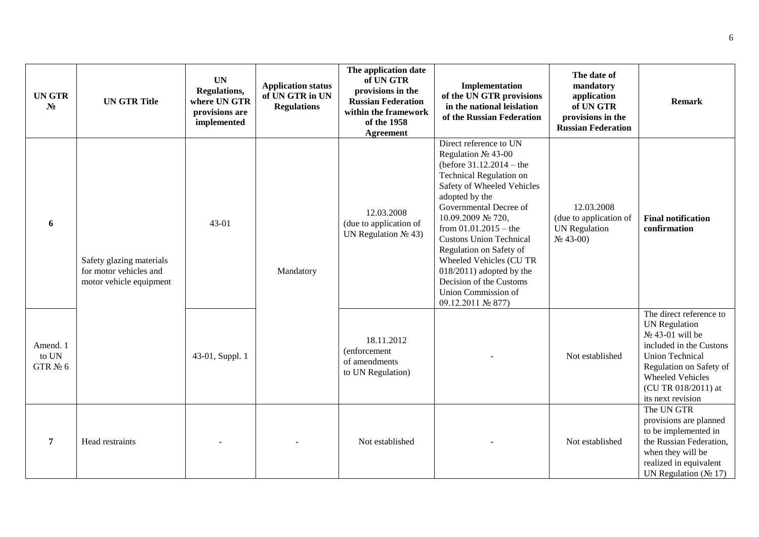| UN GTR № | UN GTR Title | UN Regulations, where UN GTR provisions are implemented | Application status of UN GTR in UN Regulations | The application date of UN GTR provisions in the Russian Federation within the framework of the 1958 Agreement | Implementation of the UN GTR provisions in the national leislation of the Russian Federation | The date of mandatory application of UN GTR provisions in the Russian Federation | Remark |
|---|---|---|---|---|---|---|---|
| 6 | Safety glazing materials for motor vehicles and motor vehicle equipment | 43-01 | Mandatory | 12.03.2008 (due to application of UN Regulation № 43) | Direct reference to UN Regulation № 43-00 (before 31.12.2014 – the Technical Regulation on Safety of Wheeled Vehicles adopted by the Governmental Decree of 10.09.2009 № 720, from 01.01.2015 – the Custons Union Technical Regulation on Safety of Wheeled Vehicles (CU TR 018/2011) adopted by the Decision of the Customs Union Commission of 09.12.2011 № 877) | 12.03.2008 (due to application of UN Regulation № 43-00) | **Final notification confirmation** |
| Amend. 1 to UN GTR № 6 | | 43-01, Suppl. 1 | | 18.11.2012 (enforcement of amendments to UN Regulation) | - | Not established | The direct reference to UN Regulation № 43-01 will be included in the Custons Union Technical Regulation on Safety of Wheeled Vehicles (CU TR 018/2011) at its next revision |
| 7 | Head restraints | - | - | Not established | - | Not established | The UN GTR provisions are planned to be implemented in the Russian Federation, when they will be realized in equivalent UN Regulation (№ 17) |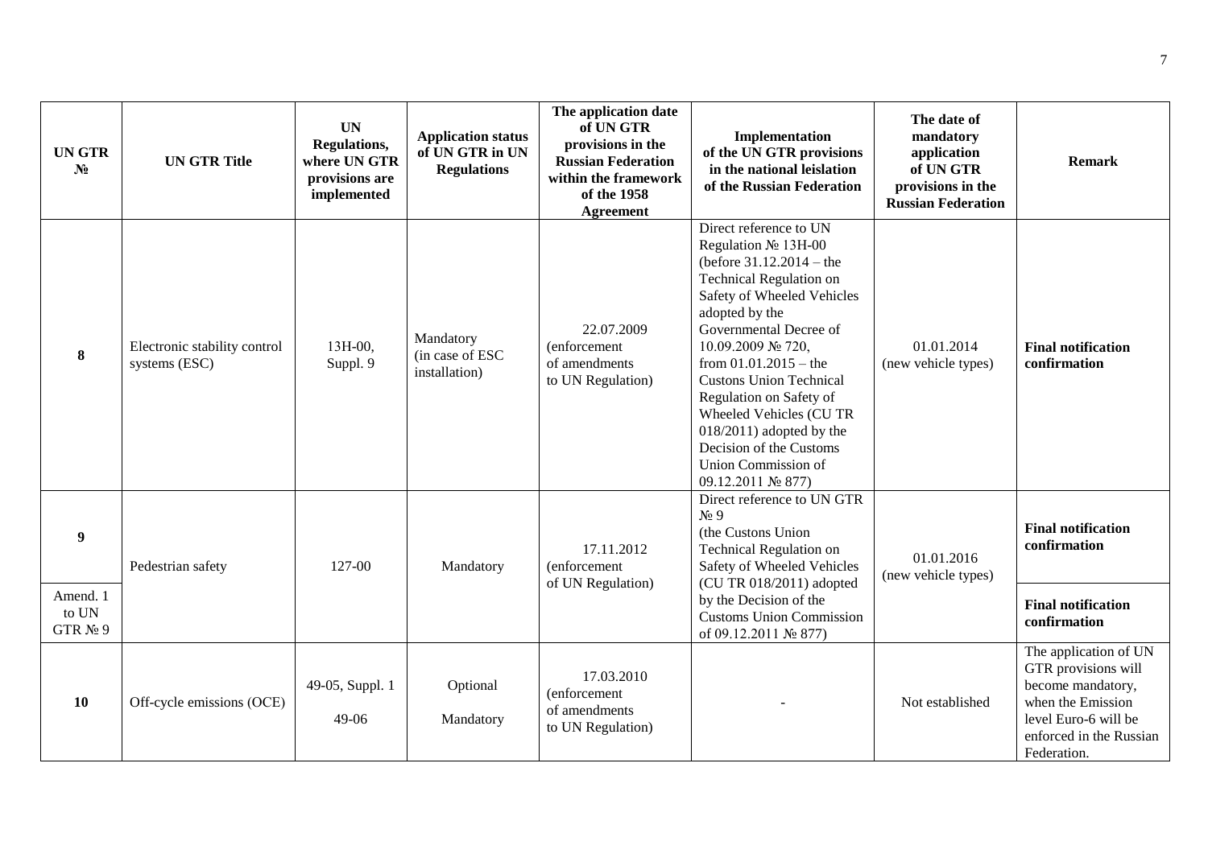| UN GTR № | UN GTR Title | UN Regulations, where UN GTR provisions are implemented | Application status of UN GTR in UN Regulations | The application date of UN GTR provisions in the Russian Federation within the framework of the 1958 Agreement | Implementation of the UN GTR provisions in the national leislation of the Russian Federation | The date of mandatory application of UN GTR provisions in the Russian Federation | Remark |
|---|---|---|---|---|---|---|---|
| **8** | Electronic stability control systems (ESC) | 13H-00, Suppl. 9 | Mandatory (in case of ESC installation) | 22.07.2009 (enforcement of amendments to UN Regulation) | Direct reference to UN Regulation № 13H-00 (before 31.12.2014 – the Technical Regulation on Safety of Wheeled Vehicles adopted by the Governmental Decree of 10.09.2009 № 720, from 01.01.2015 – the Custons Union Technical Regulation on Safety of Wheeled Vehicles (CU TR 018/2011) adopted by the Decision of the Customs Union Commission of 09.12.2011 № 877) | 01.01.2014 (new vehicle types) | **Final notification confirmation** |
| **9** | Pedestrian safety | 127-00 | Mandatory | 17.11.2012 (enforcement of UN Regulation) | Direct reference to UN GTR № 9 (the Custons Union Technical Regulation on Safety of Wheeled Vehicles (CU TR 018/2011) adopted by the Decision of the Customs Union Commission of 09.12.2011 № 877) | 01.01.2016 (new vehicle types) | **Final notification confirmation** |
| Amend. 1 to UN GTR № 9 | | | | | | | **Final notification confirmation** |
| **10** | Off-cycle emissions (OCE) | 49-05, Suppl. 1<br><br>49-06 | Optional<br><br>Mandatory | 17.03.2010 (enforcement of amendments to UN Regulation) | - | Not established | The application of UN GTR provisions will become mandatory, when the Emission level Euro-6 will be enforced in the Russian Federation. |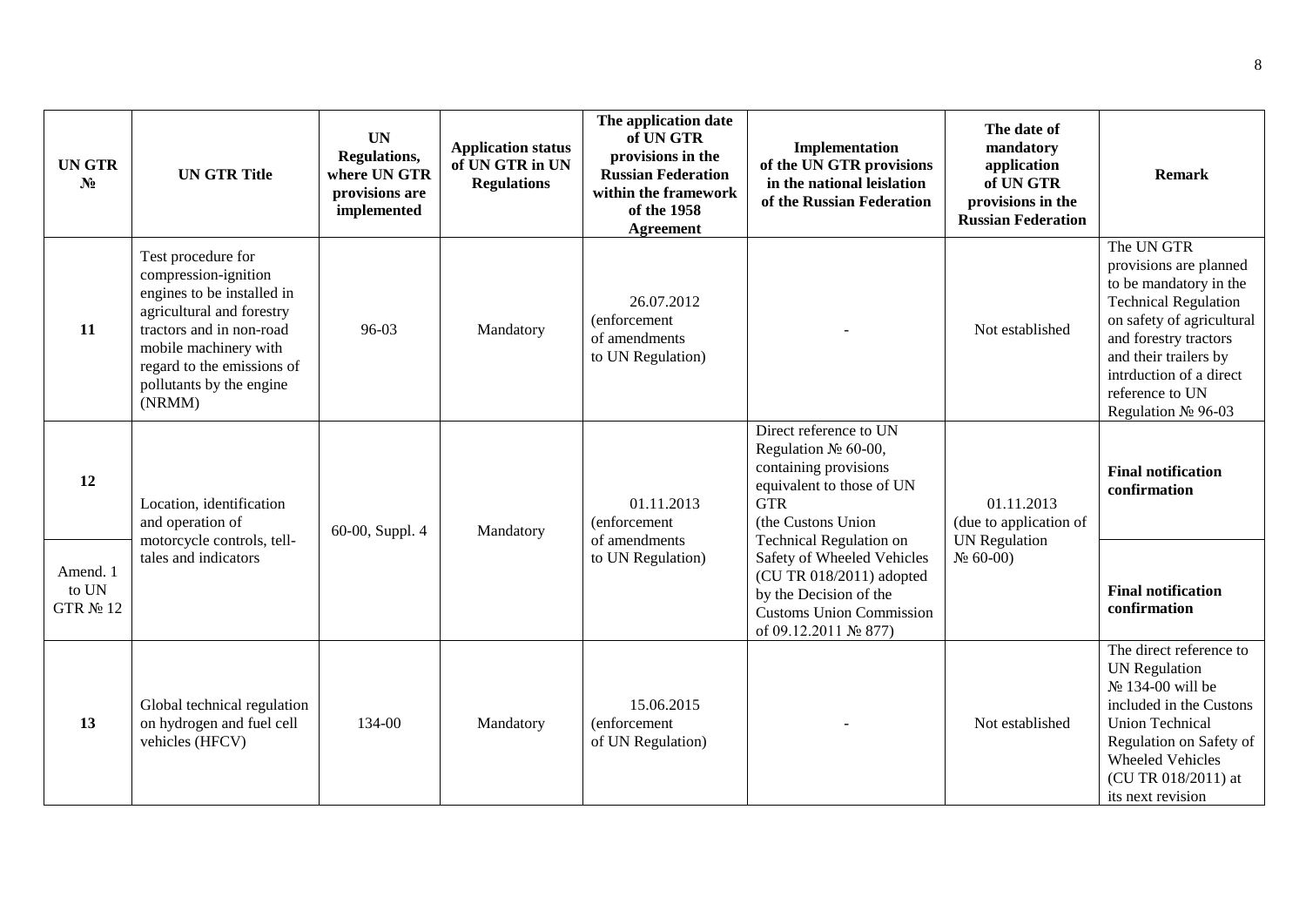| UN GTR № | UN GTR Title | UN Regulations, where UN GTR provisions are implemented | Application status of UN GTR in UN Regulations | The application date of UN GTR provisions in the Russian Federation within the framework of the 1958 Agreement | Implementation of the UN GTR provisions in the national leislation of the Russian Federation | The date of mandatory application of UN GTR provisions in the Russian Federation | Remark |
|---|---|---|---|---|---|---|---|
| **11** | Test procedure for compression-ignition engines to be installed in agricultural and forestry tractors and in non-road mobile machinery with regard to the emissions of pollutants by the engine (NRMM) | 96-03 | Mandatory | 26.07.2012 (enforcement of amendments to UN Regulation) | - | Not established | The UN GTR provisions are planned to be mandatory in the Technical Regulation on safety of agricultural and forestry tractors and their trailers by intrduction of a direct reference to UN Regulation № 96-03 |
| **12** | Location, identification and operation of motorcycle controls, tell-tales and indicators | 60-00, Suppl. 4 | Mandatory | 01.11.2013 (enforcement of amendments to UN Regulation) | Direct reference to UN Regulation № 60-00, containing provisions equivalent to those of UN GTR (the Custons Union Technical Regulation on Safety of Wheeled Vehicles (CU TR 018/2011) adopted by the Decision of the Customs Union Commission of 09.12.2011 № 877) | 01.11.2013 (due to application of UN Regulation № 60-00) | **Final notification confirmation** |
| Amend. 1 to UN GTR № 12 | | | | | | | **Final notification confirmation** |
| **13** | Global technical regulation on hydrogen and fuel cell vehicles (HFCV) | 134-00 | Mandatory | 15.06.2015 (enforcement of UN Regulation) | - | Not established | The direct reference to UN Regulation № 134-00 will be included in the Custons Union Technical Regulation on Safety of Wheeled Vehicles (CU TR 018/2011) at its next revision |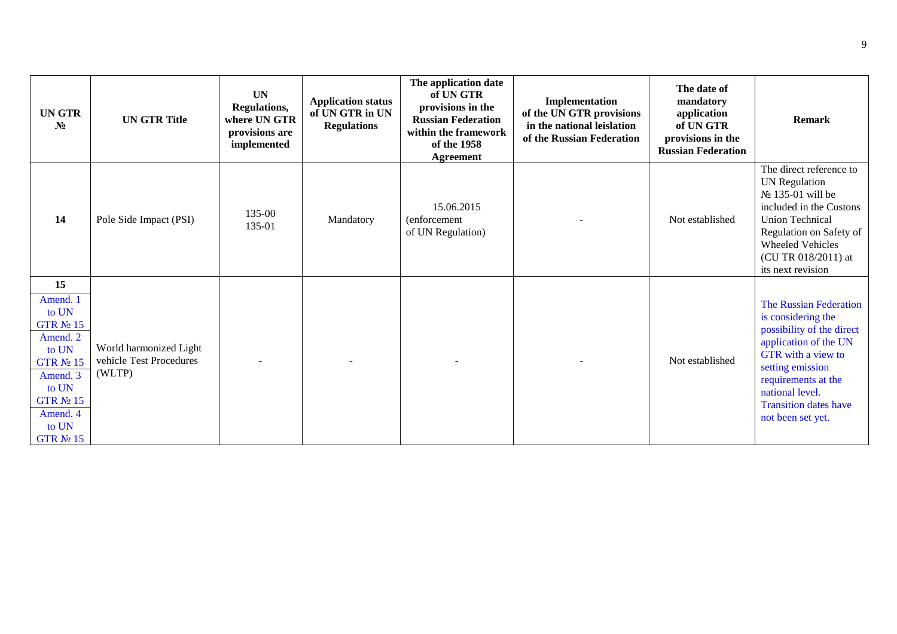| UN GTR № | UN GTR Title | UN Regulations, where UN GTR provisions are implemented | Application status of UN GTR in UN Regulations | The application date of UN GTR provisions in the Russian Federation within the framework of the 1958 Agreement | Implementation of the UN GTR provisions in the national leislation of the Russian Federation | The date of mandatory application of UN GTR provisions in the Russian Federation | Remark |
|---|---|---|---|---|---|---|---|
| **14** | Pole Side Impact (PSI) | 135-00<br>135-01 | Mandatory | 15.06.2015<br>(enforcement of UN Regulation) | - | Not established | The direct reference to UN Regulation № 135-01 will be included in the Custons Union Technical Regulation on Safety of Wheeled Vehicles (CU TR 018/2011) at its next revision |
| **15**<br>Amend. 1 to UN GTR № 15<br>Amend. 2 to UN GTR № 15<br>Amend. 3 to UN GTR № 15<br>Amend. 4 to UN GTR № 15 | World harmonized Light vehicle Test Procedures (WLTP) | - | - | - | - | Not established | The Russian Federation is considering the possibility of the direct application of the UN GTR with a view to setting emission requirements at the national level. Transition dates have not been set yet. |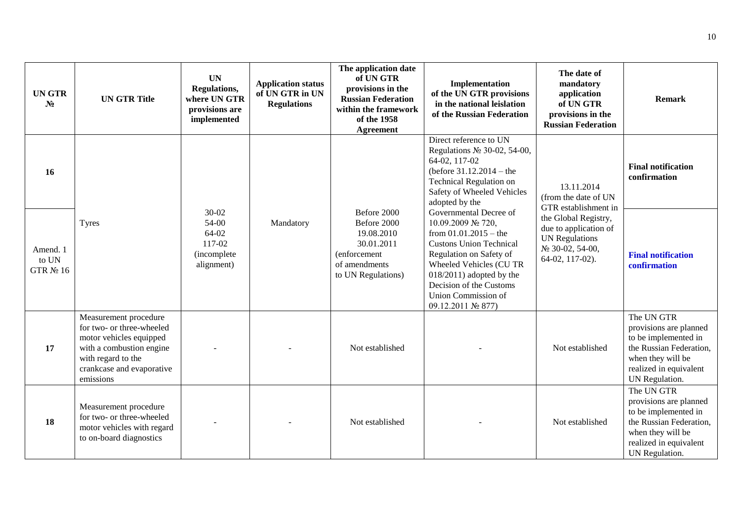| UN GTR № | UN GTR Title | UN Regulations, where UN GTR provisions are implemented | Application status of UN GTR in UN Regulations | The application date of UN GTR provisions in the Russian Federation within the framework of the 1958 Agreement | Implementation of the UN GTR provisions in the national leislation of the Russian Federation | The date of mandatory application of UN GTR provisions in the Russian Federation | Remark |
|---|---|---|---|---|---|---|---|
| 16 | Tyres | 30-02<br>54-00<br>64-02<br>117-02<br>(incomplete alignment) | Mandatory | Before 2000<br>Before 2000<br>19.08.2010<br>30.01.2011<br>(enforcement of amendments to UN Regulations) | Direct reference to UN Regulations № 30-02, 54-00, 64-02, 117-02<br>(before 31.12.2014 – the Technical Regulation on Safety of Wheeled Vehicles adopted by the Governmental Decree of 10.09.2009 № 720,<br>from 01.01.2015 – the Custons Union Technical Regulation on Safety of Wheeled Vehicles (CU TR 018/2011) adopted by the Decision of the Customs Union Commission of 09.12.2011 № 877) | 13.11.2014<br>(from the date of UN GTR establishment in the Global Registry, due to application of UN Regulations № 30-02, 54-00, 64-02, 117-02). | **Final notification confirmation** |
| Amend. 1 to UN GTR № 16 | | | | | | | **Final notification confirmation** |
| 17 | Measurement procedure for two- or three-wheeled motor vehicles equipped with a combustion engine with regard to the crankcase and evaporative emissions | - | - | Not established | - | Not established | The UN GTR provisions are planned to be implemented in the Russian Federation, when they will be realized in equivalent UN Regulation. |
| 18 | Measurement procedure for two- or three-wheeled motor vehicles with regard to on-board diagnostics | - | - | Not established | - | Not established | The UN GTR provisions are planned to be implemented in the Russian Federation, when they will be realized in equivalent UN Regulation. |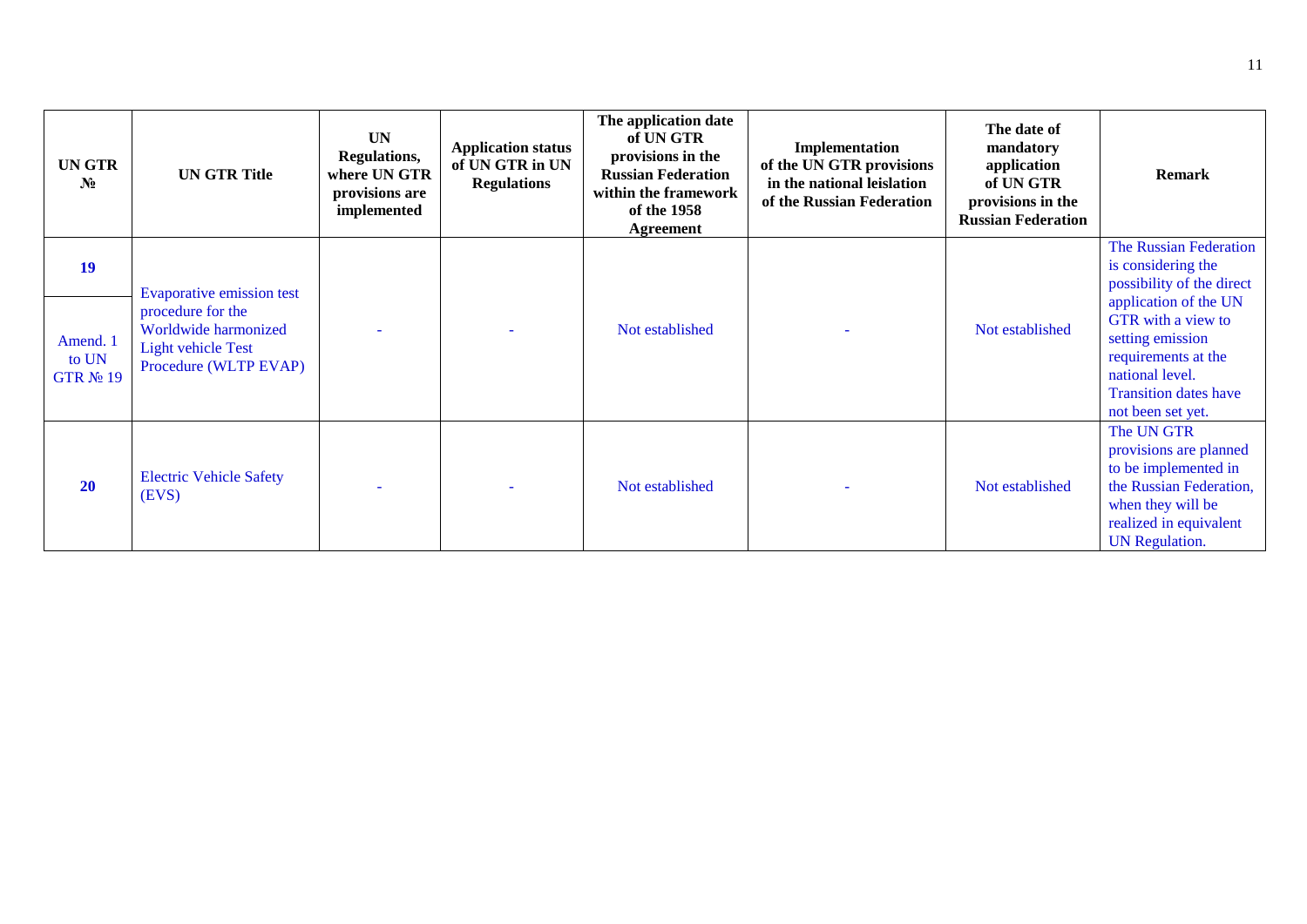| UN GTR № | UN GTR Title | UN Regulations, where UN GTR provisions are implemented | Application status of UN GTR in UN Regulations | The application date of UN GTR provisions in the Russian Federation within the framework of the 1958 Agreement | Implementation of the UN GTR provisions in the national leislation of the Russian Federation | The date of mandatory application of UN GTR provisions in the Russian Federation | Remark |
|---|---|---|---|---|---|---|---|
| **19** | Evaporative emission test procedure for the Worldwide harmonized Light vehicle Test Procedure (WLTP EVAP) | - | - | Not established | - | Not established | The Russian Federation is considering the possibility of the direct application of the UN GTR with a view to setting emission requirements at the national level. Transition dates have not been set yet. |
| Amend. 1 to UN GTR № 19 | | | | | | | |
| **20** | Electric Vehicle Safety (EVS) | - | - | Not established | - | Not established | The UN GTR provisions are planned to be implemented in the Russian Federation, when they will be realized in equivalent UN Regulation. |